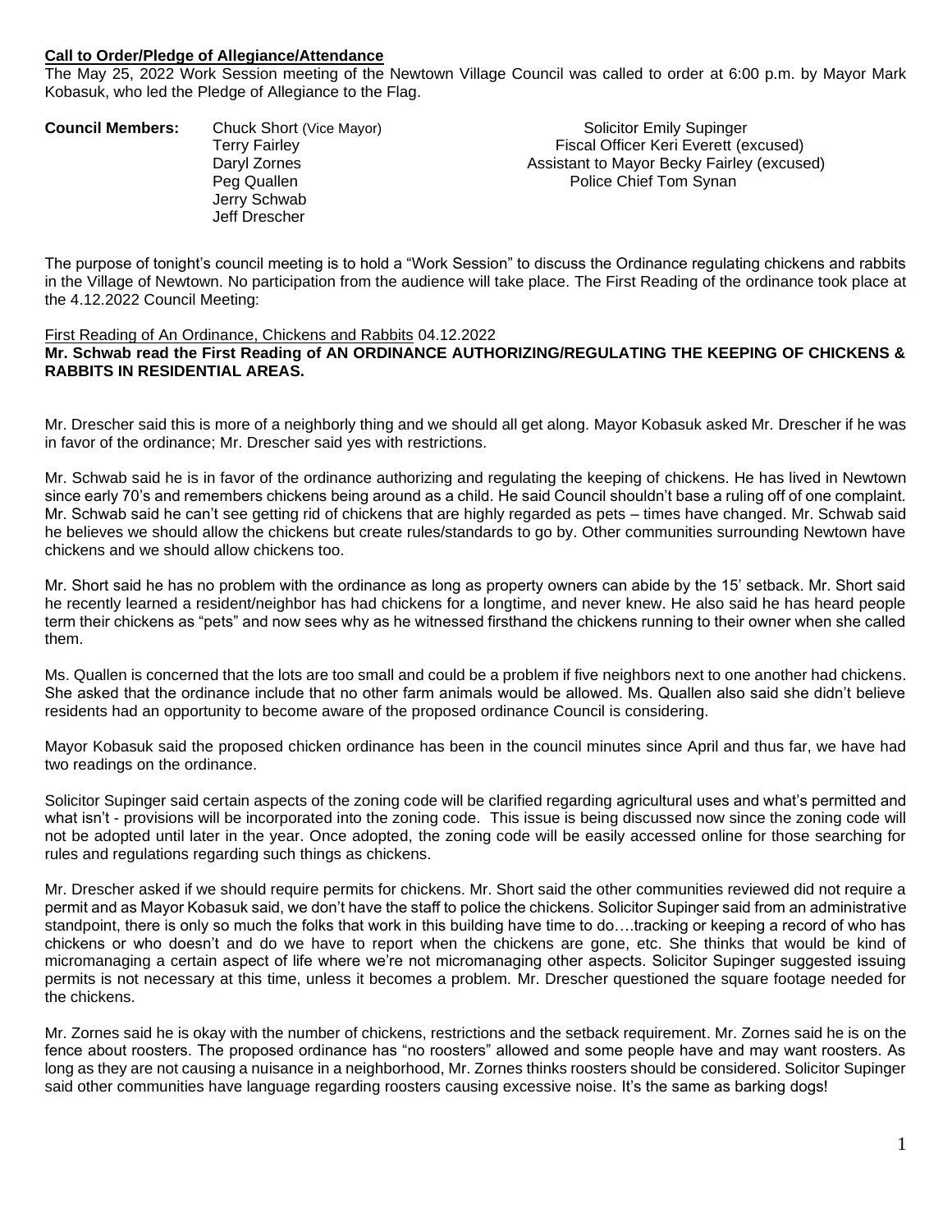**Call to Order/Pledge of Allegiance/Attendance**

The May 25, 2022 Work Session meeting of the Newtown Village Council was called to order at 6:00 p.m. by Mayor Mark Kobasuk, who led the Pledge of Allegiance to the Flag.

**Council Members:**

- Chuck Short (Vice Mayor)
- Terry Fairley
- Daryl Zornes
- Peg Quallen
- Jerry Schwab
- Jeff Drescher

- Solicitor Emily Supinger
- Fiscal Officer Keri Everett (excused)
- Assistant to Mayor Becky Fairley (excused)
- Police Chief Tom Synan

The purpose of tonight's council meeting is to hold a "Work Session" to discuss the Ordinance regulating chickens and rabbits in the Village of Newtown. No participation from the audience will take place. The First Reading of the ordinance took place at the 4.12.2022 Council Meeting:

First Reading of An Ordinance, Chickens and Rabbits 04.12.2022

**Mr. Schwab read the First Reading of AN ORDINANCE AUTHORIZING/REGULATING THE KEEPING OF CHICKENS & RABBITS IN RESIDENTIAL AREAS.**

Mr. Drescher said this is more of a neighborly thing and we should all get along. Mayor Kobasuk asked Mr. Drescher if he was in favor of the ordinance; Mr. Drescher said yes with restrictions.

Mr. Schwab said he is in favor of the ordinance authorizing and regulating the keeping of chickens. He has lived in Newtown since early 70's and remembers chickens being around as a child. He said Council shouldn't base a ruling off of one complaint. Mr. Schwab said he can't see getting rid of chickens that are highly regarded as pets – times have changed. Mr. Schwab said he believes we should allow the chickens but create rules/standards to go by. Other communities surrounding Newtown have chickens and we should allow chickens too.

Mr. Short said he has no problem with the ordinance as long as property owners can abide by the 15' setback. Mr. Short said he recently learned a resident/neighbor has had chickens for a longtime, and never knew. He also said he has heard people term their chickens as "pets" and now sees why as he witnessed firsthand the chickens running to their owner when she called them.

Ms. Quallen is concerned that the lots are too small and could be a problem if five neighbors next to one another had chickens. She asked that the ordinance include that no other farm animals would be allowed. Ms. Quallen also said she didn't believe residents had an opportunity to become aware of the proposed ordinance Council is considering.

Mayor Kobasuk said the proposed chicken ordinance has been in the council minutes since April and thus far, we have had two readings on the ordinance.

Solicitor Supinger said certain aspects of the zoning code will be clarified regarding agricultural uses and what's permitted and what isn't - provisions will be incorporated into the zoning code. This issue is being discussed now since the zoning code will not be adopted until later in the year. Once adopted, the zoning code will be easily accessed online for those searching for rules and regulations regarding such things as chickens.

Mr. Drescher asked if we should require permits for chickens. Mr. Short said the other communities reviewed did not require a permit and as Mayor Kobasuk said, we don't have the staff to police the chickens. Solicitor Supinger said from an administrative standpoint, there is only so much the folks that work in this building have time to do….tracking or keeping a record of who has chickens or who doesn't and do we have to report when the chickens are gone, etc. She thinks that would be kind of micromanaging a certain aspect of life where we're not micromanaging other aspects. Solicitor Supinger suggested issuing permits is not necessary at this time, unless it becomes a problem. Mr. Drescher questioned the square footage needed for the chickens.

Mr. Zornes said he is okay with the number of chickens, restrictions and the setback requirement. Mr. Zornes said he is on the fence about roosters. The proposed ordinance has "no roosters" allowed and some people have and may want roosters. As long as they are not causing a nuisance in a neighborhood, Mr. Zornes thinks roosters should be considered. Solicitor Supinger said other communities have language regarding roosters causing excessive noise. It's the same as barking dogs!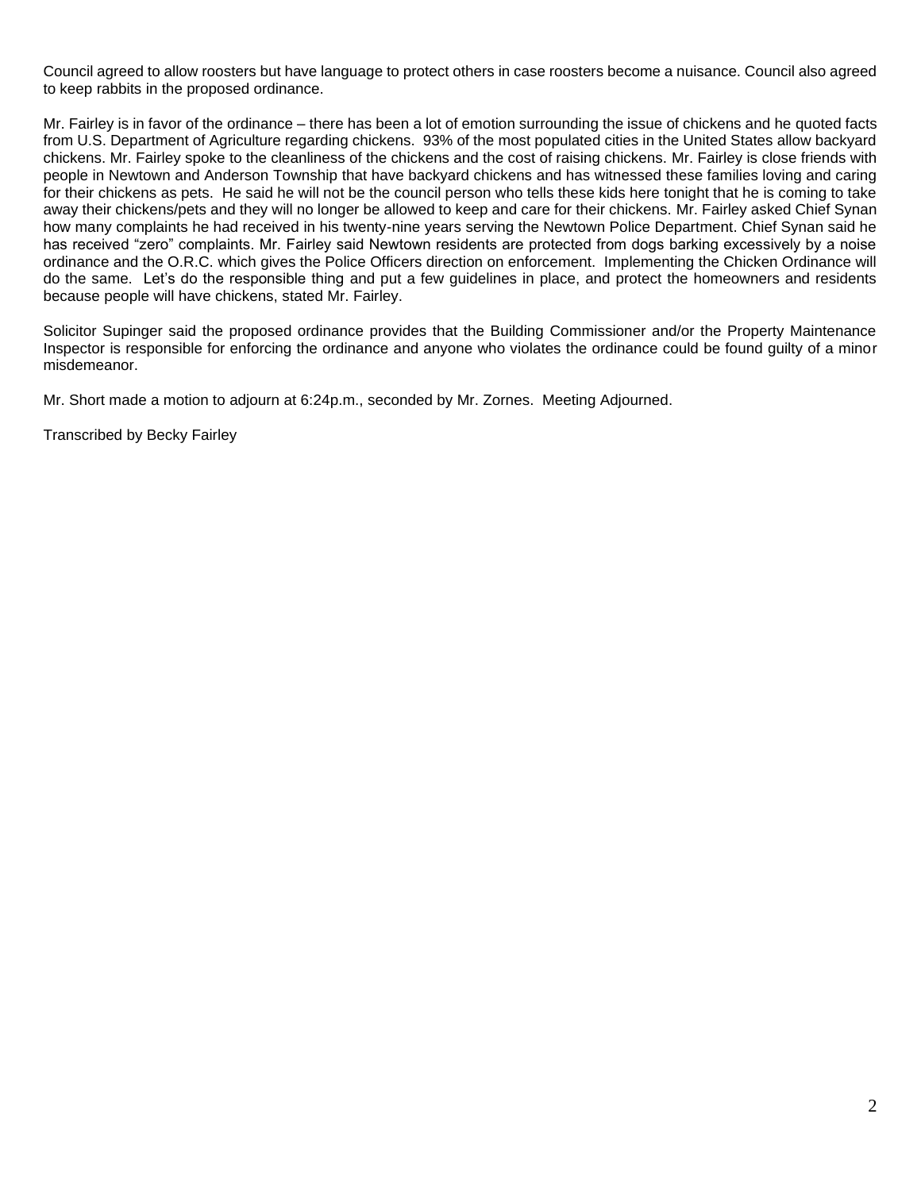Council agreed to allow roosters but have language to protect others in case roosters become a nuisance. Council also agreed to keep rabbits in the proposed ordinance.

Mr. Fairley is in favor of the ordinance – there has been a lot of emotion surrounding the issue of chickens and he quoted facts from U.S. Department of Agriculture regarding chickens. 93% of the most populated cities in the United States allow backyard chickens. Mr. Fairley spoke to the cleanliness of the chickens and the cost of raising chickens. Mr. Fairley is close friends with people in Newtown and Anderson Township that have backyard chickens and has witnessed these families loving and caring for their chickens as pets. He said he will not be the council person who tells these kids here tonight that he is coming to take away their chickens/pets and they will no longer be allowed to keep and care for their chickens. Mr. Fairley asked Chief Synan how many complaints he had received in his twenty-nine years serving the Newtown Police Department. Chief Synan said he has received "zero" complaints. Mr. Fairley said Newtown residents are protected from dogs barking excessively by a noise ordinance and the O.R.C. which gives the Police Officers direction on enforcement. Implementing the Chicken Ordinance will do the same. Let's do the responsible thing and put a few guidelines in place, and protect the homeowners and residents because people will have chickens, stated Mr. Fairley.

Solicitor Supinger said the proposed ordinance provides that the Building Commissioner and/or the Property Maintenance Inspector is responsible for enforcing the ordinance and anyone who violates the ordinance could be found guilty of a minor misdemeanor.

Mr. Short made a motion to adjourn at 6:24p.m., seconded by Mr. Zornes. Meeting Adjourned.

Transcribed by Becky Fairley